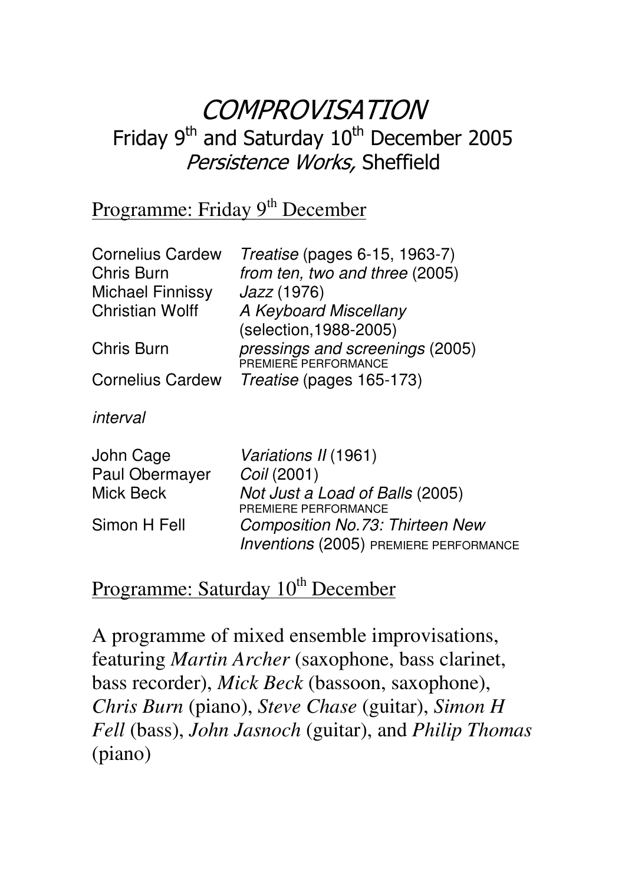# *COMPROVISATION*

## Friday 9th and Saturday 10th December 2005

## *Persistence Works,* Sheffield

## Programme: Friday 9th December

| | |
|---|---|
| Cornelius Cardew | *Treatise* (pages 6-15, 1963-7) |
| Chris Burn | *from ten, two and three* (2005) |
| Michael Finnissy | *Jazz* (1976) |
| Christian Wolff | *A Keyboard Miscellany* (selection,1988-2005) |
| Chris Burn | *pressings and screenings* (2005) PREMIERE PERFORMANCE |
| Cornelius Cardew | *Treatise* (pages 165-173) |

*interval*

| | |
|---|---|
| John Cage | *Variations II* (1961) |
| Paul Obermayer | *Coil* (2001) |
| Mick Beck | *Not Just a Load of Balls* (2005) PREMIERE PERFORMANCE |
| Simon H Fell | *Composition No.73: Thirteen New Inventions* (2005) PREMIERE PERFORMANCE |

## Programme: Saturday 10th December

A programme of mixed ensemble improvisations, featuring *Martin Archer* (saxophone, bass clarinet, bass recorder), *Mick Beck* (bassoon, saxophone), *Chris Burn* (piano), *Steve Chase* (guitar), *Simon H Fell* (bass), *John Jasnoch* (guitar), and *Philip Thomas* (piano)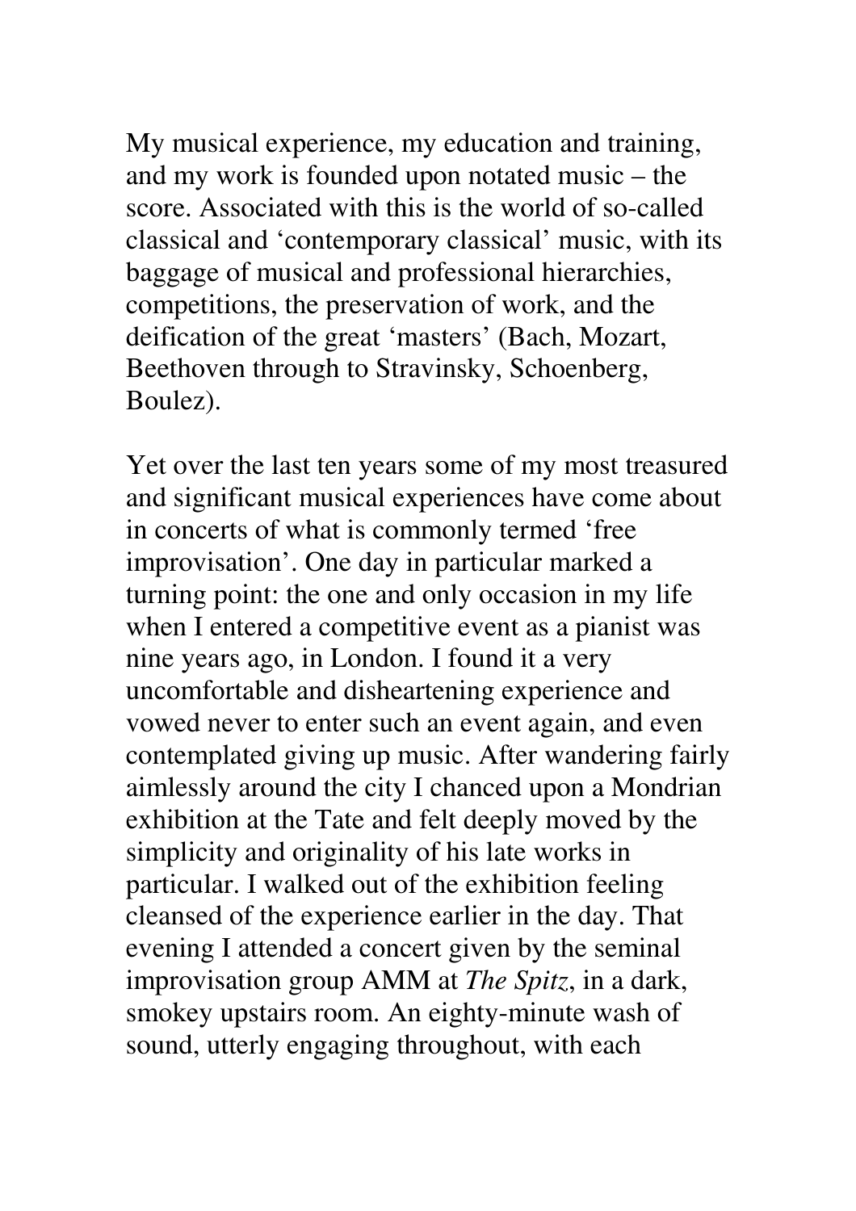My musical experience, my education and training, and my work is founded upon notated music – the score. Associated with this is the world of so-called classical and 'contemporary classical' music, with its baggage of musical and professional hierarchies, competitions, the preservation of work, and the deification of the great 'masters' (Bach, Mozart, Beethoven through to Stravinsky, Schoenberg, Boulez).

Yet over the last ten years some of my most treasured and significant musical experiences have come about in concerts of what is commonly termed 'free improvisation'. One day in particular marked a turning point: the one and only occasion in my life when I entered a competitive event as a pianist was nine years ago, in London. I found it a very uncomfortable and disheartening experience and vowed never to enter such an event again, and even contemplated giving up music. After wandering fairly aimlessly around the city I chanced upon a Mondrian exhibition at the Tate and felt deeply moved by the simplicity and originality of his late works in particular. I walked out of the exhibition feeling cleansed of the experience earlier in the day. That evening I attended a concert given by the seminal improvisation group AMM at *The Spitz*, in a dark, smokey upstairs room. An eighty-minute wash of sound, utterly engaging throughout, with each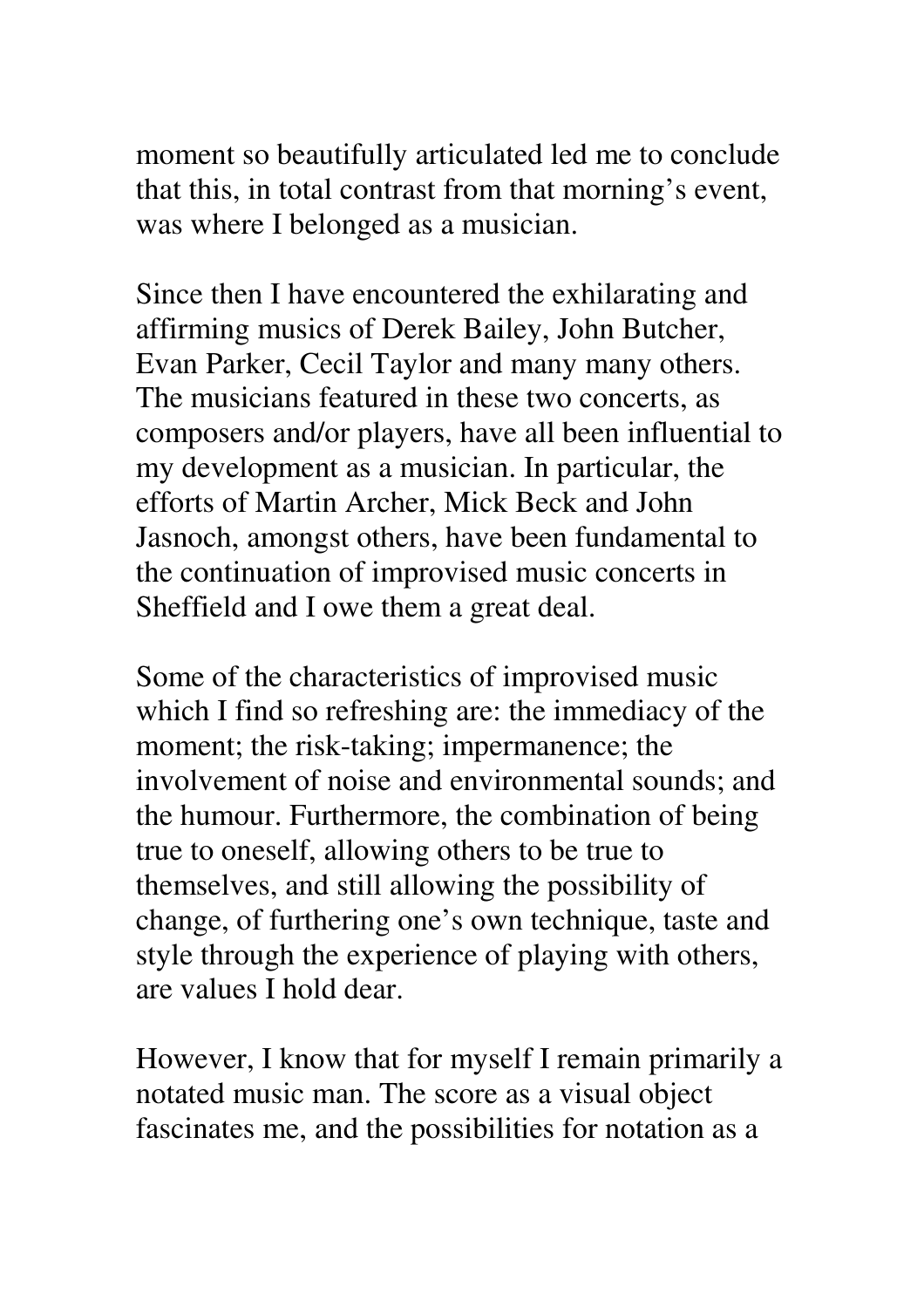moment so beautifully articulated led me to conclude that this, in total contrast from that morning's event, was where I belonged as a musician.

Since then I have encountered the exhilarating and affirming musics of Derek Bailey, John Butcher, Evan Parker, Cecil Taylor and many many others. The musicians featured in these two concerts, as composers and/or players, have all been influential to my development as a musician. In particular, the efforts of Martin Archer, Mick Beck and John Jasnoch, amongst others, have been fundamental to the continuation of improvised music concerts in Sheffield and I owe them a great deal.

Some of the characteristics of improvised music which I find so refreshing are: the immediacy of the moment; the risk-taking; impermanence; the involvement of noise and environmental sounds; and the humour. Furthermore, the combination of being true to oneself, allowing others to be true to themselves, and still allowing the possibility of change, of furthering one's own technique, taste and style through the experience of playing with others, are values I hold dear.

However, I know that for myself I remain primarily a notated music man. The score as a visual object fascinates me, and the possibilities for notation as a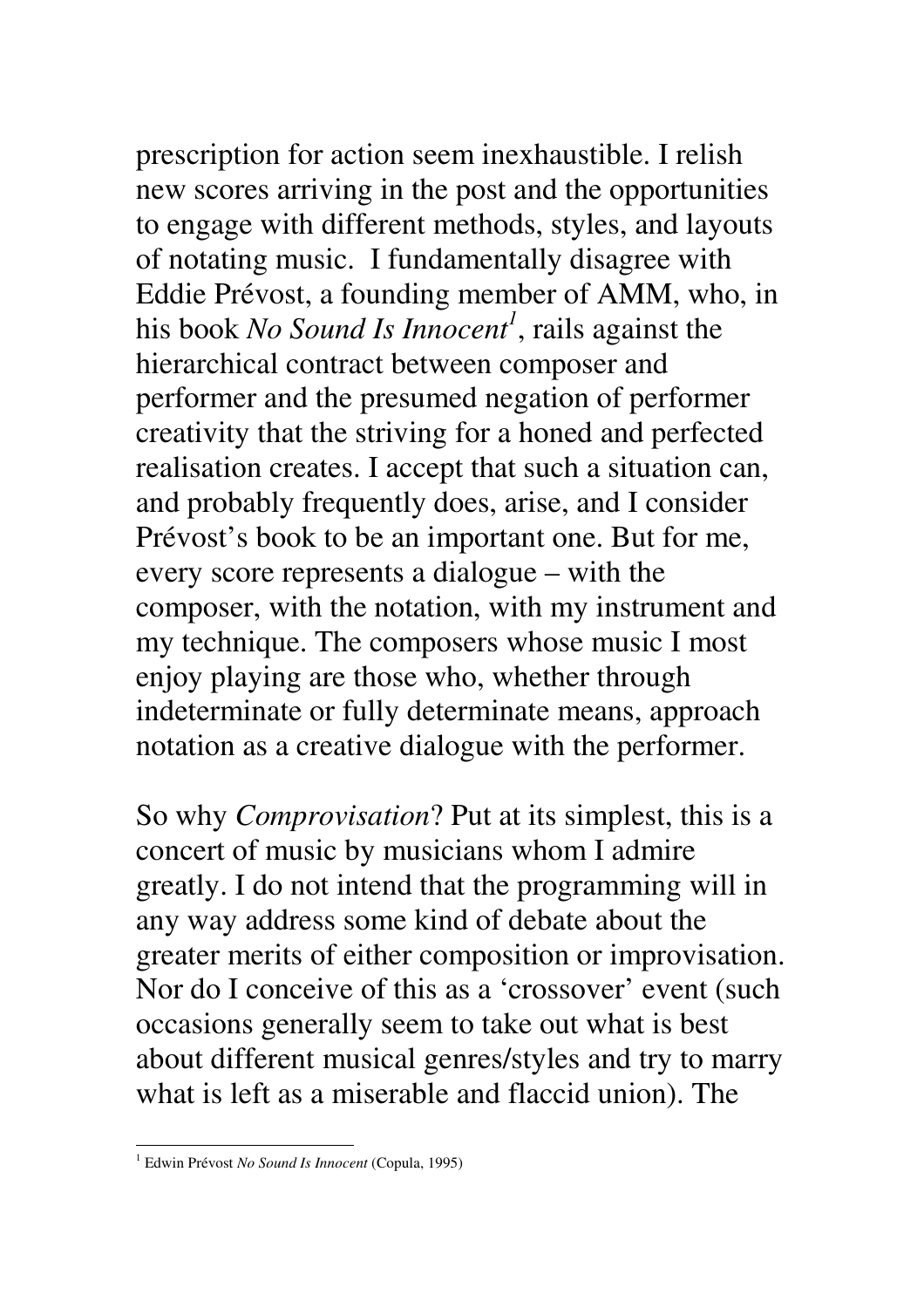prescription for action seem inexhaustible. I relish new scores arriving in the post and the opportunities to engage with different methods, styles, and layouts of notating music. I fundamentally disagree with Eddie Prévost, a founding member of AMM, who, in his book *No Sound Is Innocent*[1], rails against the hierarchical contract between composer and performer and the presumed negation of performer creativity that the striving for a honed and perfected realisation creates. I accept that such a situation can, and probably frequently does, arise, and I consider Prévost's book to be an important one. But for me, every score represents a dialogue – with the composer, with the notation, with my instrument and my technique. The composers whose music I most enjoy playing are those who, whether through indeterminate or fully determinate means, approach notation as a creative dialogue with the performer.

So why *Comprovisation*? Put at its simplest, this is a concert of music by musicians whom I admire greatly. I do not intend that the programming will in any way address some kind of debate about the greater merits of either composition or improvisation. Nor do I conceive of this as a 'crossover' event (such occasions generally seem to take out what is best about different musical genres/styles and try to marry what is left as a miserable and flaccid union). The

[1] Edwin Prévost *No Sound Is Innocent* (Copula, 1995)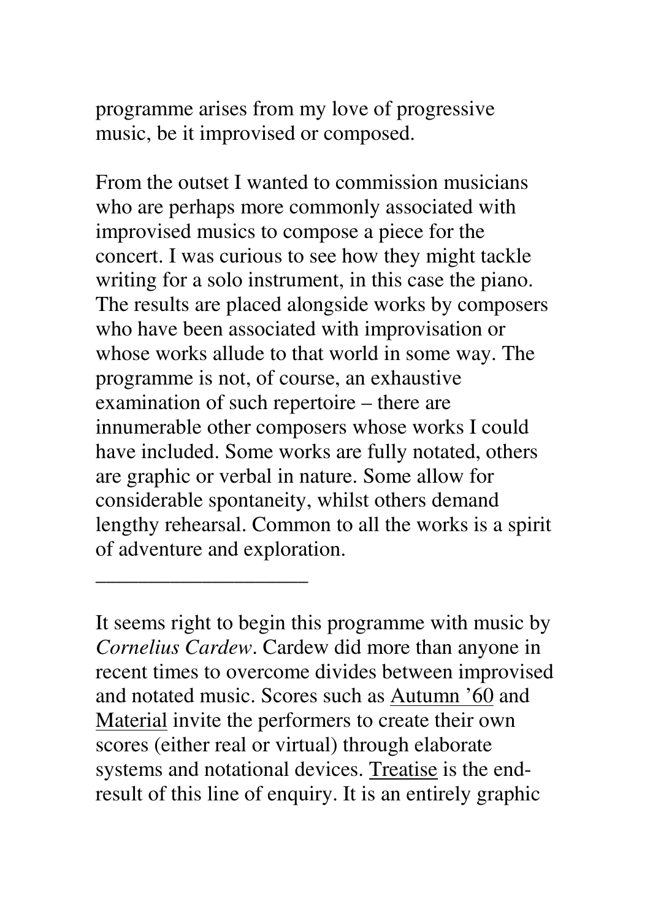programme arises from my love of progressive music, be it improvised or composed.

From the outset I wanted to commission musicians who are perhaps more commonly associated with improvised musics to compose a piece for the concert. I was curious to see how they might tackle writing for a solo instrument, in this case the piano. The results are placed alongside works by composers who have been associated with improvisation or whose works allude to that world in some way. The programme is not, of course, an exhaustive examination of such repertoire – there are innumerable other composers whose works I could have included. Some works are fully notated, others are graphic or verbal in nature. Some allow for considerable spontaneity, whilst others demand lengthy rehearsal. Common to all the works is a spirit of adventure and exploration.

———————————

It seems right to begin this programme with music by *Cornelius Cardew*. Cardew did more than anyone in recent times to overcome divides between improvised and notated music. Scores such as <u>Autumn '60</u> and <u>Material</u> invite the performers to create their own scores (either real or virtual) through elaborate systems and notational devices. <u>Treatise</u> is the end-result of this line of enquiry. It is an entirely graphic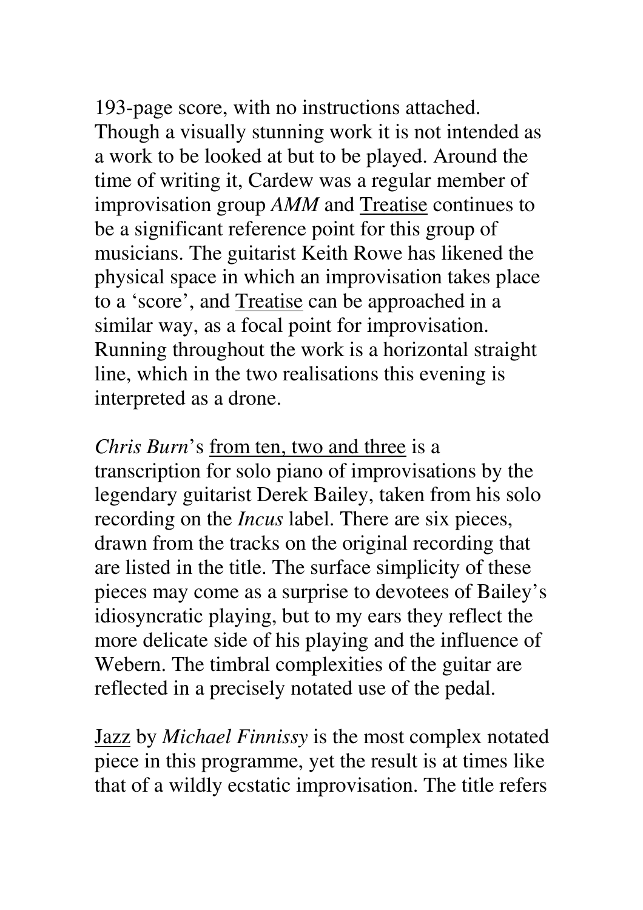193-page score, with no instructions attached. Though a visually stunning work it is not intended as a work to be looked at but to be played. Around the time of writing it, Cardew was a regular member of improvisation group *AMM* and <u>Treatise</u> continues to be a significant reference point for this group of musicians. The guitarist Keith Rowe has likened the physical space in which an improvisation takes place to a 'score', and <u>Treatise</u> can be approached in a similar way, as a focal point for improvisation. Running throughout the work is a horizontal straight line, which in the two realisations this evening is interpreted as a drone.

*Chris Burn*'s <u>from ten, two and three</u> is a transcription for solo piano of improvisations by the legendary guitarist Derek Bailey, taken from his solo recording on the *Incus* label. There are six pieces, drawn from the tracks on the original recording that are listed in the title. The surface simplicity of these pieces may come as a surprise to devotees of Bailey's idiosyncratic playing, but to my ears they reflect the more delicate side of his playing and the influence of Webern. The timbral complexities of the guitar are reflected in a precisely notated use of the pedal.

<u>Jazz</u> by *Michael Finnissy* is the most complex notated piece in this programme, yet the result is at times like that of a wildly ecstatic improvisation. The title refers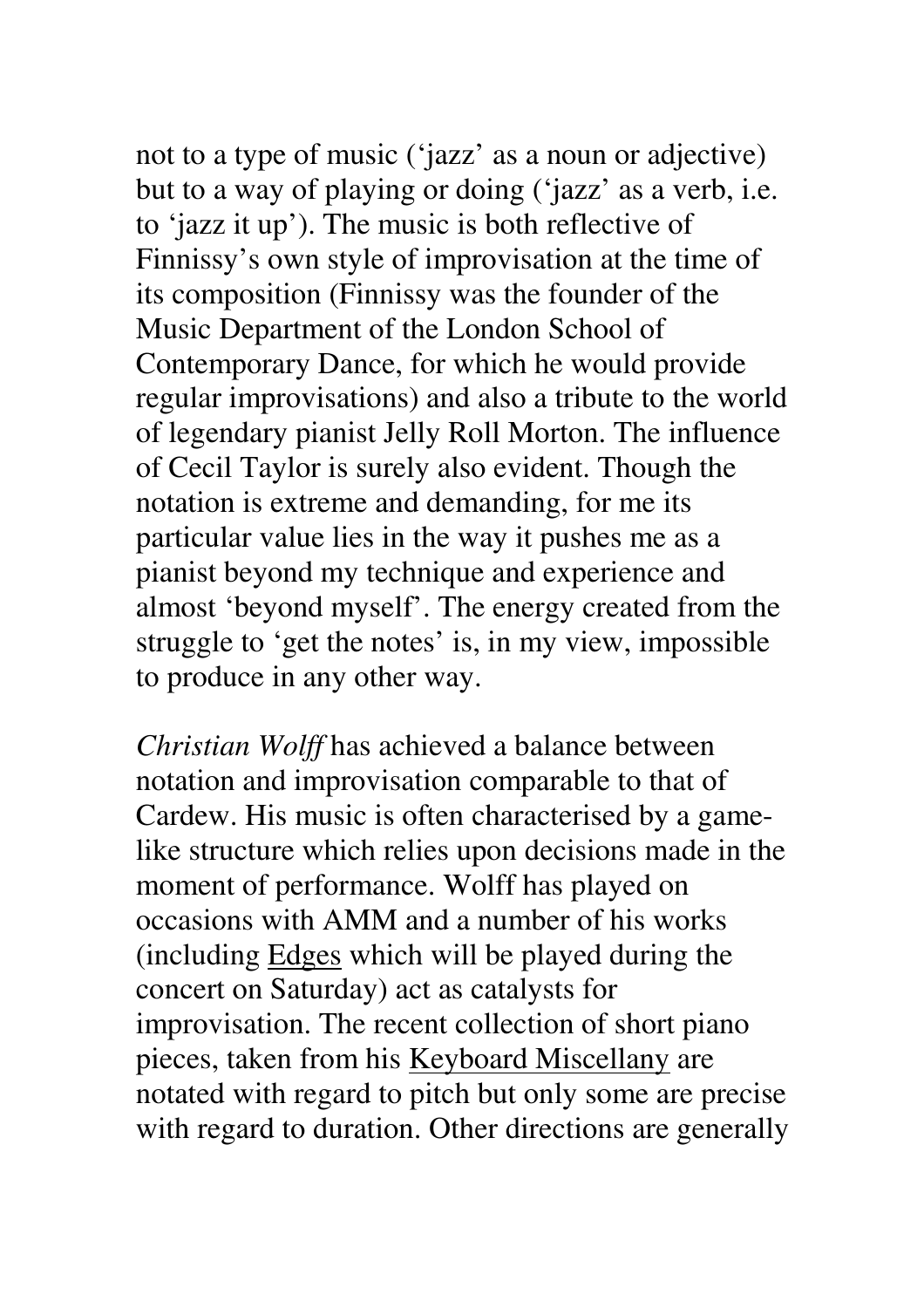not to a type of music ('jazz' as a noun or adjective) but to a way of playing or doing ('jazz' as a verb, i.e. to 'jazz it up'). The music is both reflective of Finnissy's own style of improvisation at the time of its composition (Finnissy was the founder of the Music Department of the London School of Contemporary Dance, for which he would provide regular improvisations) and also a tribute to the world of legendary pianist Jelly Roll Morton. The influence of Cecil Taylor is surely also evident. Though the notation is extreme and demanding, for me its particular value lies in the way it pushes me as a pianist beyond my technique and experience and almost 'beyond myself'. The energy created from the struggle to 'get the notes' is, in my view, impossible to produce in any other way.

*Christian Wolff* has achieved a balance between notation and improvisation comparable to that of Cardew. His music is often characterised by a game-like structure which relies upon decisions made in the moment of performance. Wolff has played on occasions with AMM and a number of his works (including <u>Edges</u> which will be played during the concert on Saturday) act as catalysts for improvisation. The recent collection of short piano pieces, taken from his <u>Keyboard Miscellany</u> are notated with regard to pitch but only some are precise with regard to duration. Other directions are generally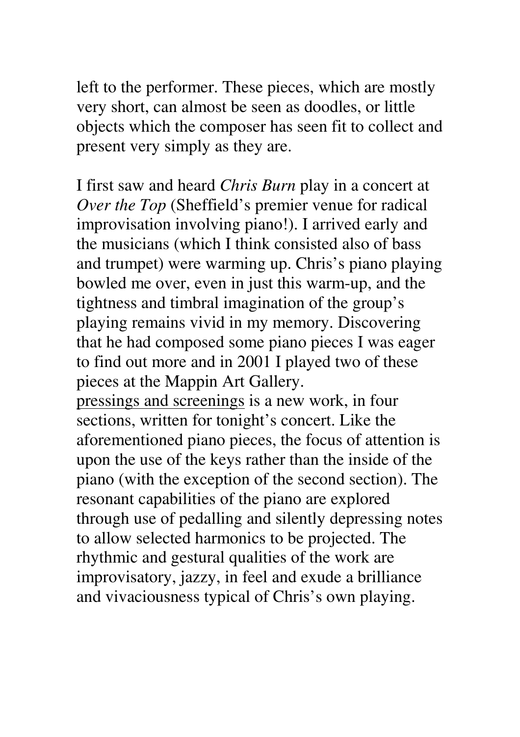left to the performer. These pieces, which are mostly very short, can almost be seen as doodles, or little objects which the composer has seen fit to collect and present very simply as they are.

I first saw and heard *Chris Burn* play in a concert at *Over the Top* (Sheffield's premier venue for radical improvisation involving piano!). I arrived early and the musicians (which I think consisted also of bass and trumpet) were warming up. Chris's piano playing bowled me over, even in just this warm-up, and the tightness and timbral imagination of the group's playing remains vivid in my memory. Discovering that he had composed some piano pieces I was eager to find out more and in 2001 I played two of these pieces at the Mappin Art Gallery.

<u>pressings and screenings</u> is a new work, in four sections, written for tonight's concert. Like the aforementioned piano pieces, the focus of attention is upon the use of the keys rather than the inside of the piano (with the exception of the second section). The resonant capabilities of the piano are explored through use of pedalling and silently depressing notes to allow selected harmonics to be projected. The rhythmic and gestural qualities of the work are improvisatory, jazzy, in feel and exude a brilliance and vivaciousness typical of Chris's own playing.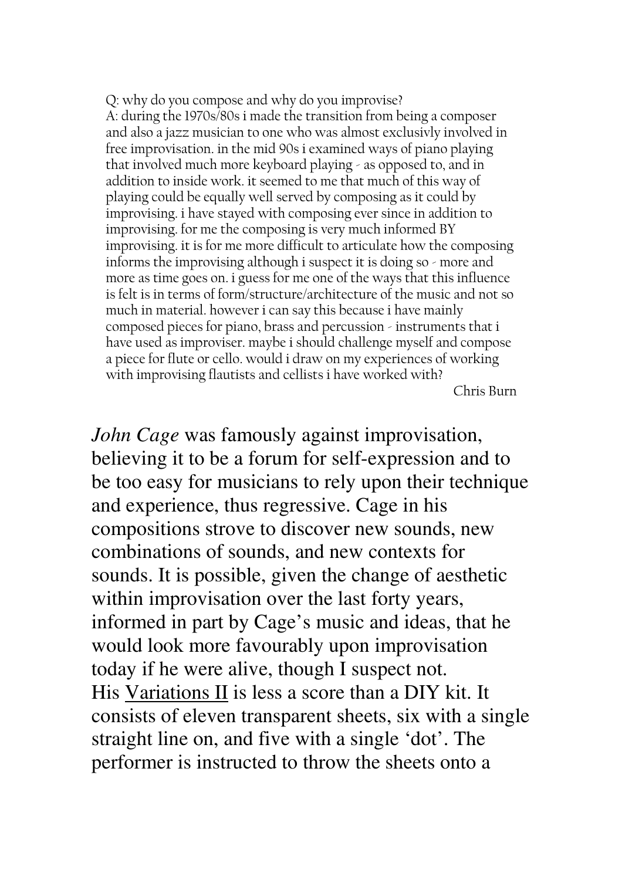Q: why do you compose and why do you improvise?
A: during the 1970s/80s i made the transition from being a composer and also a jazz musician to one who was almost exclusivly involved in free improvisation. in the mid 90s i examined ways of piano playing that involved much more keyboard playing - as opposed to, and in addition to inside work. it seemed to me that much of this way of playing could be equally well served by composing as it could by improvising. i have stayed with composing ever since in addition to improvising. for me the composing is very much informed BY improvising. it is for me more difficult to articulate how the composing informs the improvising although i suspect it is doing so - more and more as time goes on. i guess for me one of the ways that this influence is felt is in terms of form/structure/architecture of the music and not so much in material. however i can say this because i have mainly composed pieces for piano, brass and percussion - instruments that i have used as improviser. maybe i should challenge myself and compose a piece for flute or cello. would i draw on my experiences of working with improvising flautists and cellists i have worked with?

Chris Burn

*John Cage* was famously against improvisation, believing it to be a forum for self-expression and to be too easy for musicians to rely upon their technique and experience, thus regressive. Cage in his compositions strove to discover new sounds, new combinations of sounds, and new contexts for sounds. It is possible, given the change of aesthetic within improvisation over the last forty years, informed in part by Cage's music and ideas, that he would look more favourably upon improvisation today if he were alive, though I suspect not.
His <u>Variations II</u> is less a score than a DIY kit. It consists of eleven transparent sheets, six with a single straight line on, and five with a single 'dot'. The performer is instructed to throw the sheets onto a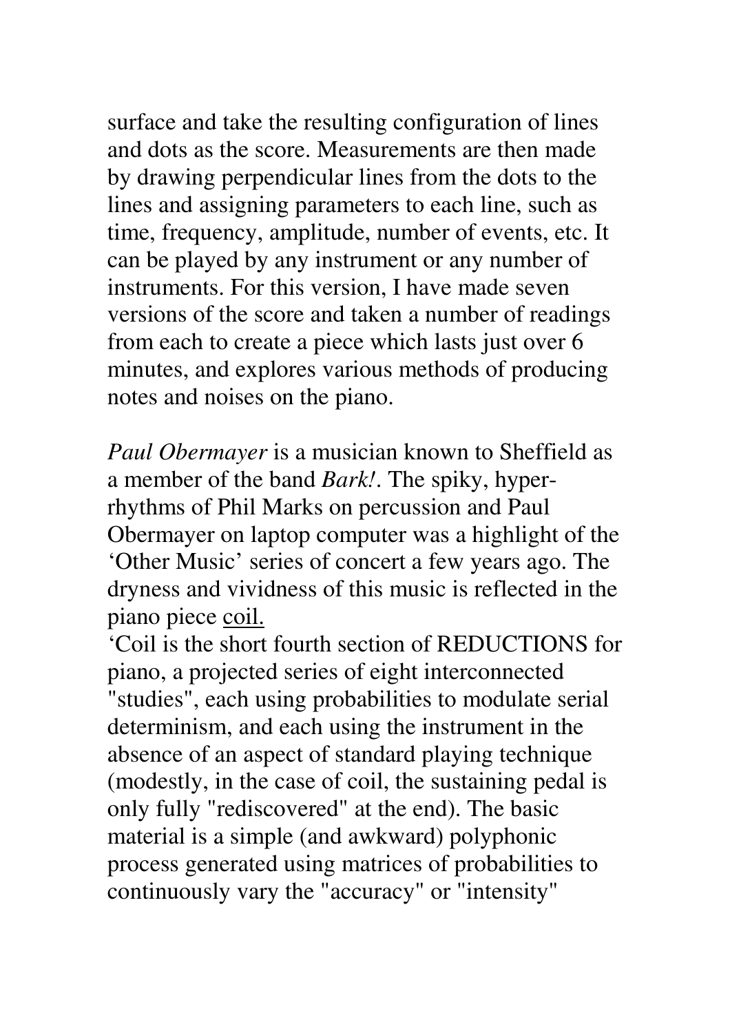surface and take the resulting configuration of lines and dots as the score. Measurements are then made by drawing perpendicular lines from the dots to the lines and assigning parameters to each line, such as time, frequency, amplitude, number of events, etc. It can be played by any instrument or any number of instruments. For this version, I have made seven versions of the score and taken a number of readings from each to create a piece which lasts just over 6 minutes, and explores various methods of producing notes and noises on the piano.

*Paul Obermayer* is a musician known to Sheffield as a member of the band *Bark!*. The spiky, hyper-rhythms of Phil Marks on percussion and Paul Obermayer on laptop computer was a highlight of the 'Other Music' series of concert a few years ago. The dryness and vividness of this music is reflected in the piano piece <u>coil.</u>

'Coil is the short fourth section of REDUCTIONS for piano, a projected series of eight interconnected "studies", each using probabilities to modulate serial determinism, and each using the instrument in the absence of an aspect of standard playing technique (modestly, in the case of coil, the sustaining pedal is only fully "rediscovered" at the end). The basic material is a simple (and awkward) polyphonic process generated using matrices of probabilities to continuously vary the "accuracy" or "intensity"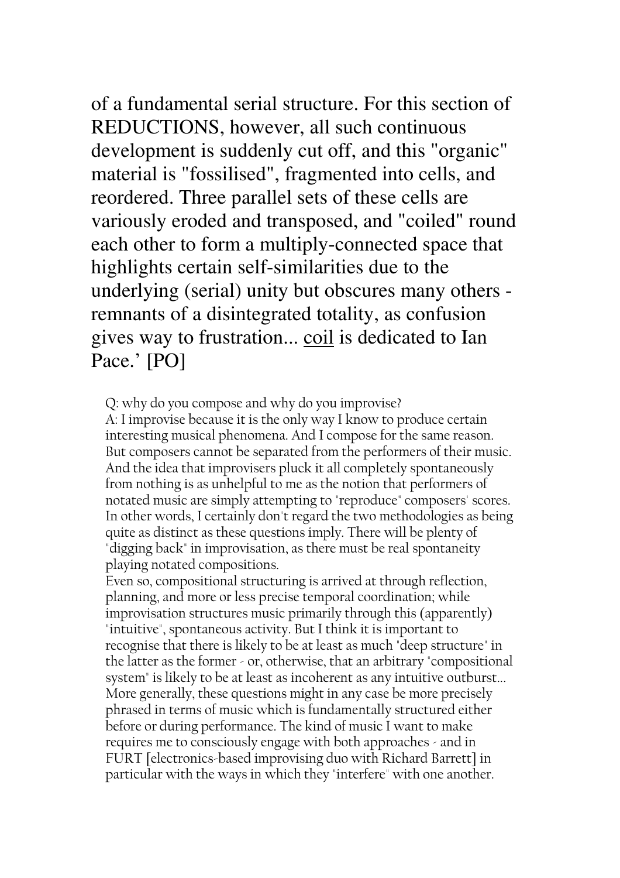of a fundamental serial structure. For this section of REDUCTIONS, however, all such continuous development is suddenly cut off, and this "organic" material is "fossilised", fragmented into cells, and reordered. Three parallel sets of these cells are variously eroded and transposed, and "coiled" round each other to form a multiply-connected space that highlights certain self-similarities due to the underlying (serial) unity but obscures many others - remnants of a disintegrated totality, as confusion gives way to frustration... <u>coil</u> is dedicated to Ian Pace.' [PO]

Q: why do you compose and why do you improvise?
A: I improvise because it is the only way I know to produce certain interesting musical phenomena. And I compose for the same reason. But composers cannot be separated from the performers of their music. And the idea that improvisers pluck it all completely spontaneously from nothing is as unhelpful to me as the notion that performers of notated music are simply attempting to "reproduce" composers' scores. In other words, I certainly don't regard the two methodologies as being quite as distinct as these questions imply. There will be plenty of "digging back" in improvisation, as there must be real spontaneity playing notated compositions.
Even so, compositional structuring is arrived at through reflection, planning, and more or less precise temporal coordination; while improvisation structures music primarily through this (apparently) "intuitive", spontaneous activity. But I think it is important to recognise that there is likely to be at least as much "deep structure" in the latter as the former - or, otherwise, that an arbitrary "compositional system" is likely to be at least as incoherent as any intuitive outburst... More generally, these questions might in any case be more precisely phrased in terms of music which is fundamentally structured either before or during performance. The kind of music I want to make requires me to consciously engage with both approaches - and in FURT [electronics-based improvising duo with Richard Barrett] in particular with the ways in which they "interfere" with one another.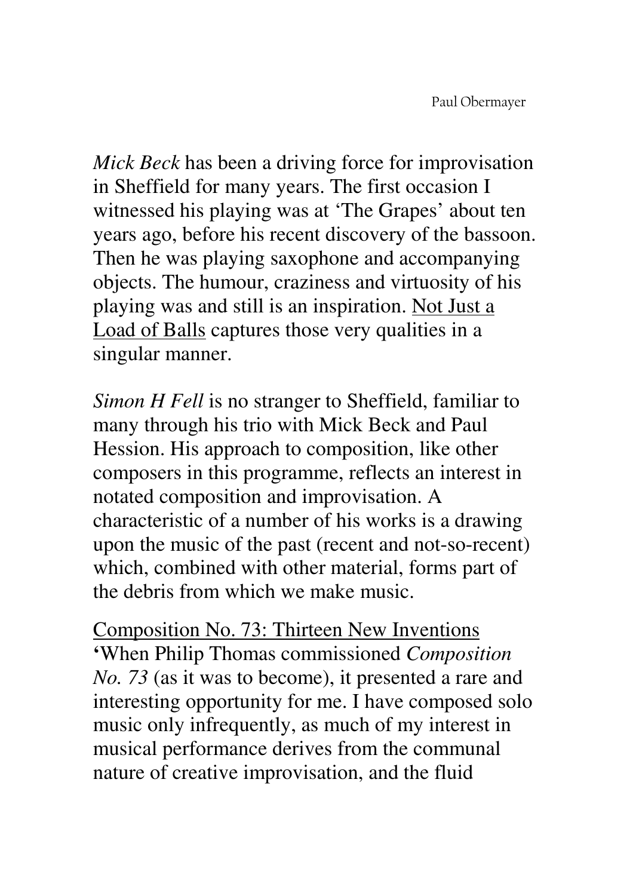*Mick Beck* has been a driving force for improvisation in Sheffield for many years. The first occasion I witnessed his playing was at 'The Grapes' about ten years ago, before his recent discovery of the bassoon. Then he was playing saxophone and accompanying objects. The humour, craziness and virtuosity of his playing was and still is an inspiration. <u>Not Just a Load of Balls</u> captures those very qualities in a singular manner.

*Simon H Fell* is no stranger to Sheffield, familiar to many through his trio with Mick Beck and Paul Hession. His approach to composition, like other composers in this programme, reflects an interest in notated composition and improvisation. A characteristic of a number of his works is a drawing upon the music of the past (recent and not-so-recent) which, combined with other material, forms part of the debris from which we make music.

<u>Composition No. 73: Thirteen New Inventions</u>
**'**When Philip Thomas commissioned *Composition No. 73* (as it was to become), it presented a rare and interesting opportunity for me. I have composed solo music only infrequently, as much of my interest in musical performance derives from the communal nature of creative improvisation, and the fluid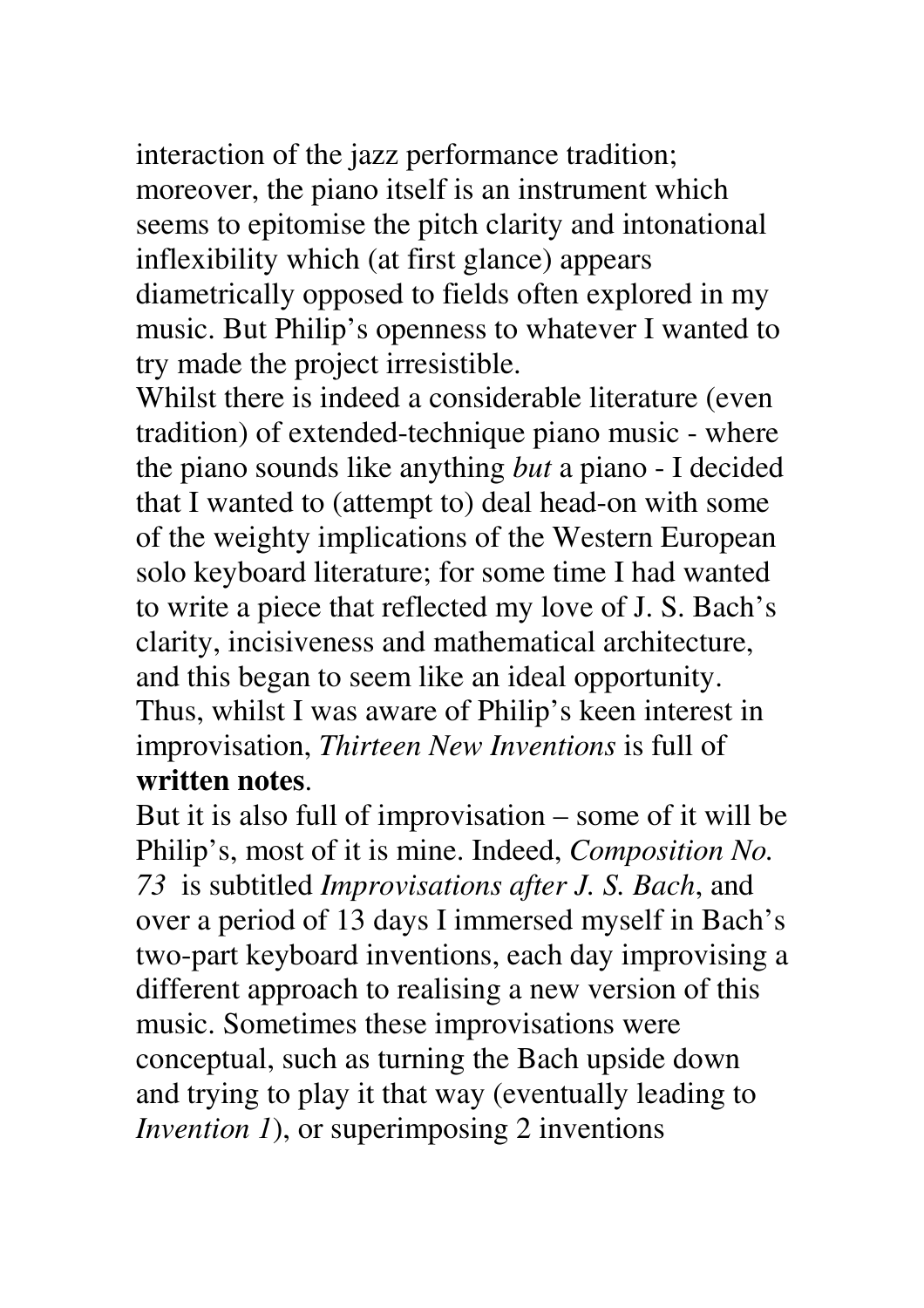interaction of the jazz performance tradition; moreover, the piano itself is an instrument which seems to epitomise the pitch clarity and intonational inflexibility which (at first glance) appears diametrically opposed to fields often explored in my music. But Philip's openness to whatever I wanted to try made the project irresistible.

Whilst there is indeed a considerable literature (even tradition) of extended-technique piano music - where the piano sounds like anything *but* a piano - I decided that I wanted to (attempt to) deal head-on with some of the weighty implications of the Western European solo keyboard literature; for some time I had wanted to write a piece that reflected my love of J. S. Bach's clarity, incisiveness and mathematical architecture, and this began to seem like an ideal opportunity. Thus, whilst I was aware of Philip's keen interest in improvisation, *Thirteen New Inventions* is full of **written notes**.

But it is also full of improvisation – some of it will be Philip's, most of it is mine. Indeed, *Composition No. 73* is subtitled *Improvisations after J. S. Bach*, and over a period of 13 days I immersed myself in Bach's two-part keyboard inventions, each day improvising a different approach to realising a new version of this music. Sometimes these improvisations were conceptual, such as turning the Bach upside down and trying to play it that way (eventually leading to *Invention 1*), or superimposing 2 inventions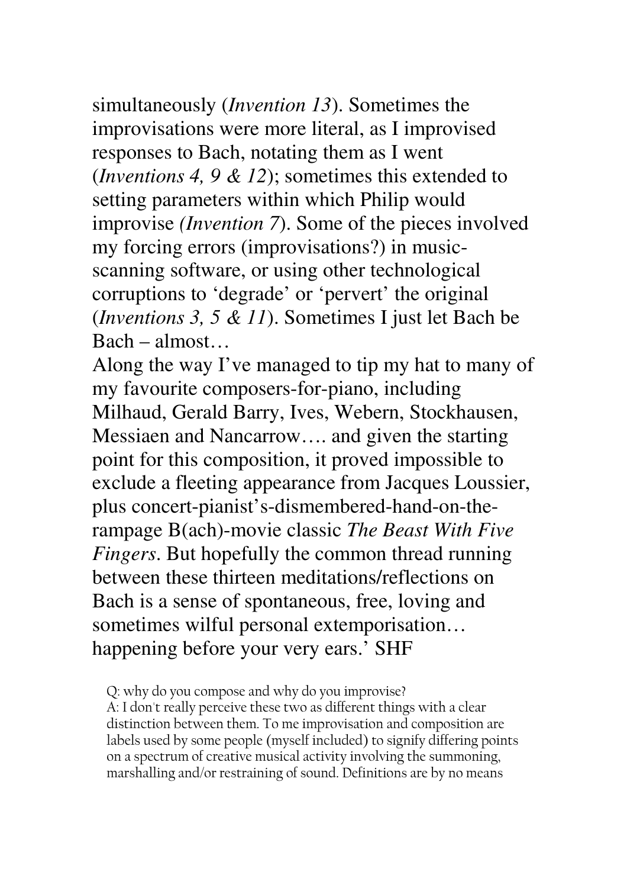simultaneously (*Invention 13*). Sometimes the improvisations were more literal, as I improvised responses to Bach, notating them as I went (*Inventions 4, 9 & 12*); sometimes this extended to setting parameters within which Philip would improvise *(Invention 7*). Some of the pieces involved my forcing errors (improvisations?) in music-scanning software, or using other technological corruptions to 'degrade' or 'pervert' the original (*Inventions 3, 5 & 11*). Sometimes I just let Bach be Bach – almost…

Along the way I've managed to tip my hat to many of my favourite composers-for-piano, including Milhaud, Gerald Barry, Ives, Webern, Stockhausen, Messiaen and Nancarrow…. and given the starting point for this composition, it proved impossible to exclude a fleeting appearance from Jacques Loussier, plus concert-pianist's-dismembered-hand-on-the-rampage B(ach)-movie classic *The Beast With Five Fingers*. But hopefully the common thread running between these thirteen meditations/reflections on Bach is a sense of spontaneous, free, loving and sometimes wilful personal extemporisation… happening before your very ears.' SHF

Q: why do you compose and why do you improvise?
A: I don't really perceive these two as different things with a clear distinction between them. To me improvisation and composition are labels used by some people (myself included) to signify differing points on a spectrum of creative musical activity involving the summoning, marshalling and/or restraining of sound. Definitions are by no means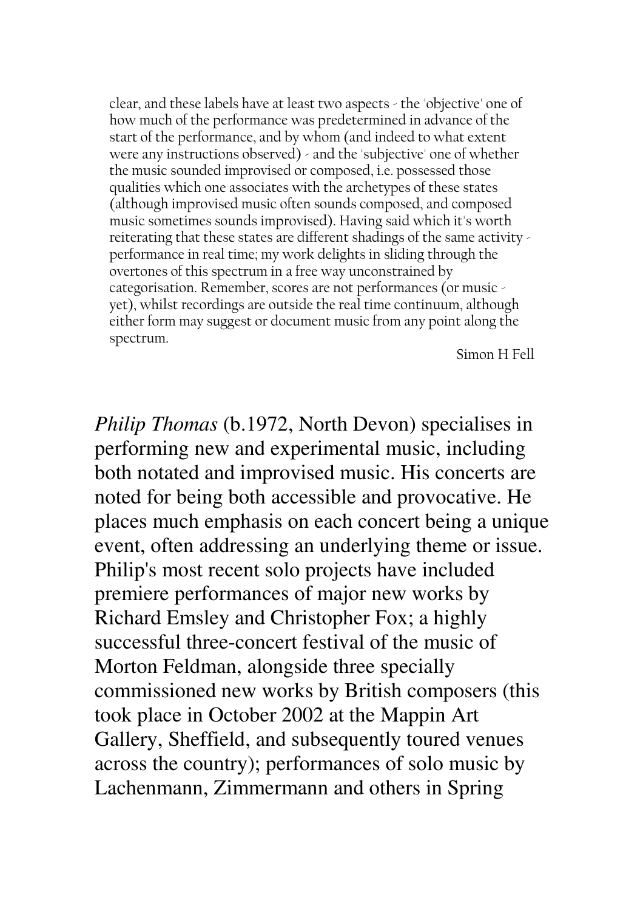clear, and these labels have at least two aspects - the 'objective' one of how much of the performance was predetermined in advance of the start of the performance, and by whom (and indeed to what extent were any instructions observed) - and the 'subjective' one of whether the music sounded improvised or composed, i.e. possessed those qualities which one associates with the archetypes of these states (although improvised music often sounds composed, and composed music sometimes sounds improvised). Having said which it's worth reiterating that these states are different shadings of the same activity - performance in real time; my work delights in sliding through the overtones of this spectrum in a free way unconstrained by categorisation. Remember, scores are not performances (or music - yet), whilst recordings are outside the real time continuum, although either form may suggest or document music from any point along the spectrum.

Simon H Fell

*Philip Thomas* (b.1972, North Devon) specialises in performing new and experimental music, including both notated and improvised music. His concerts are noted for being both accessible and provocative. He places much emphasis on each concert being a unique event, often addressing an underlying theme or issue. Philip's most recent solo projects have included premiere performances of major new works by Richard Emsley and Christopher Fox; a highly successful three-concert festival of the music of Morton Feldman, alongside three specially commissioned new works by British composers (this took place in October 2002 at the Mappin Art Gallery, Sheffield, and subsequently toured venues across the country); performances of solo music by Lachenmann, Zimmermann and others in Spring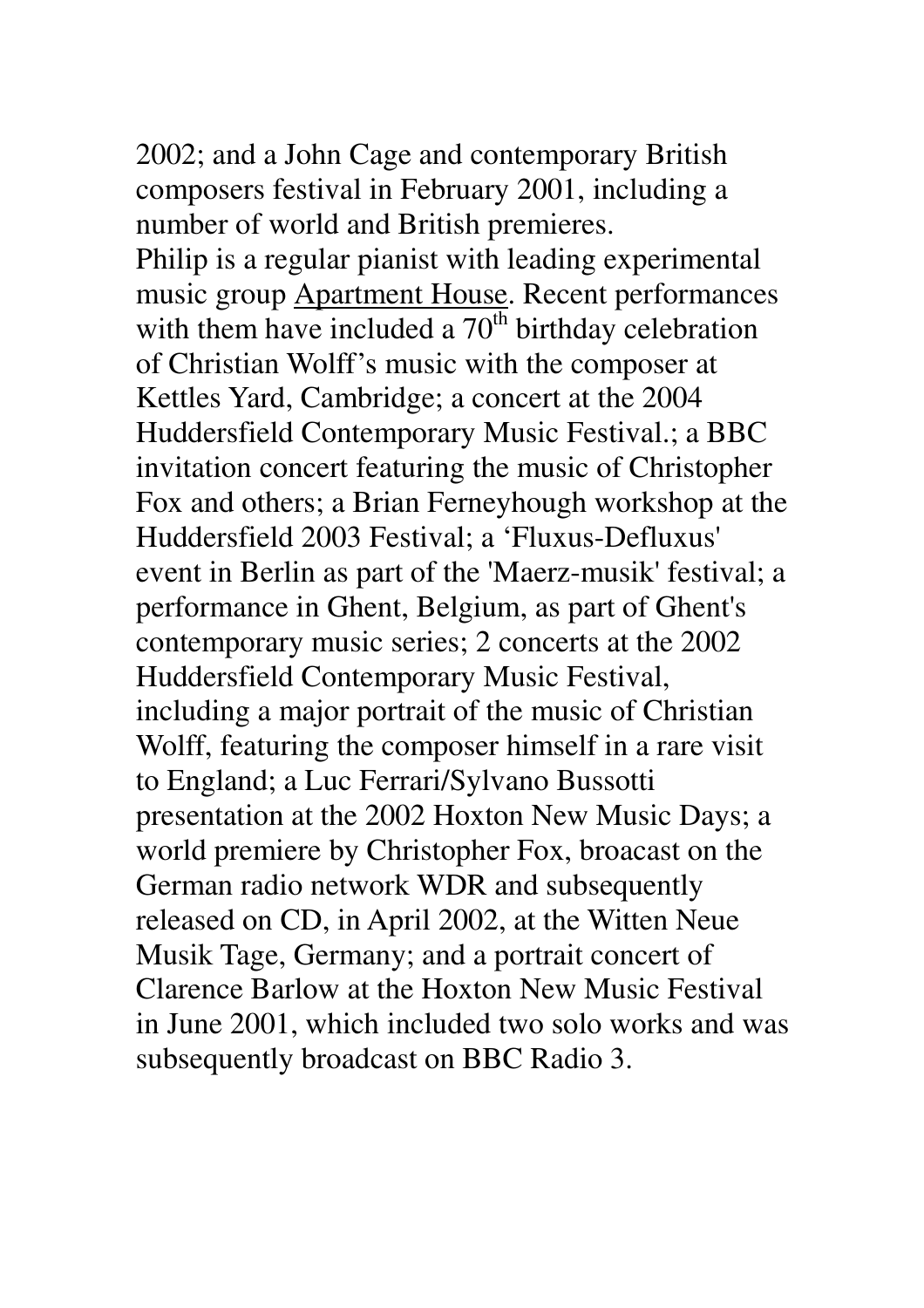2002; and a John Cage and contemporary British composers festival in February 2001, including a number of world and British premieres.

Philip is a regular pianist with leading experimental music group Apartment House. Recent performances with them have included a 70th birthday celebration of Christian Wolff's music with the composer at Kettles Yard, Cambridge; a concert at the 2004 Huddersfield Contemporary Music Festival.; a BBC invitation concert featuring the music of Christopher Fox and others; a Brian Ferneyhough workshop at the Huddersfield 2003 Festival; a 'Fluxus-Defluxus' event in Berlin as part of the 'Maerz-musik' festival; a performance in Ghent, Belgium, as part of Ghent's contemporary music series; 2 concerts at the 2002 Huddersfield Contemporary Music Festival, including a major portrait of the music of Christian Wolff, featuring the composer himself in a rare visit to England; a Luc Ferrari/Sylvano Bussotti presentation at the 2002 Hoxton New Music Days; a world premiere by Christopher Fox, broacast on the German radio network WDR and subsequently released on CD, in April 2002, at the Witten Neue Musik Tage, Germany; and a portrait concert of Clarence Barlow at the Hoxton New Music Festival in June 2001, which included two solo works and was subsequently broadcast on BBC Radio 3.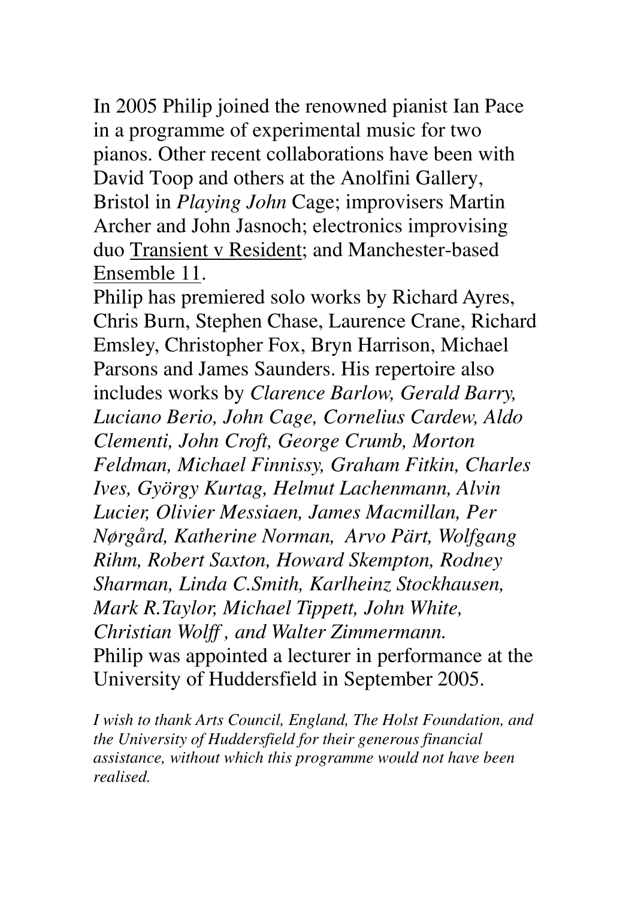In 2005 Philip joined the renowned pianist Ian Pace in a programme of experimental music for two pianos. Other recent collaborations have been with David Toop and others at the Anolfini Gallery, Bristol in *Playing John* Cage; improvisers Martin Archer and John Jasnoch; electronics improvising duo Transient v Resident; and Manchester-based Ensemble 11.

Philip has premiered solo works by Richard Ayres, Chris Burn, Stephen Chase, Laurence Crane, Richard Emsley, Christopher Fox, Bryn Harrison, Michael Parsons and James Saunders. His repertoire also includes works by *Clarence Barlow, Gerald Barry, Luciano Berio, John Cage, Cornelius Cardew, Aldo Clementi, John Croft, George Crumb, Morton Feldman, Michael Finnissy, Graham Fitkin, Charles Ives, György Kurtag, Helmut Lachenmann, Alvin Lucier, Olivier Messiaen, James Macmillan, Per Nørgård, Katherine Norman, Arvo Pärt, Wolfgang Rihm, Robert Saxton, Howard Skempton, Rodney Sharman, Linda C.Smith, Karlheinz Stockhausen, Mark R.Taylor, Michael Tippett, John White, Christian Wolff , and Walter Zimmermann.*

Philip was appointed a lecturer in performance at the University of Huddersfield in September 2005.

*I wish to thank Arts Council, England, The Holst Foundation, and the University of Huddersfield for their generous financial assistance, without which this programme would not have been realised.*